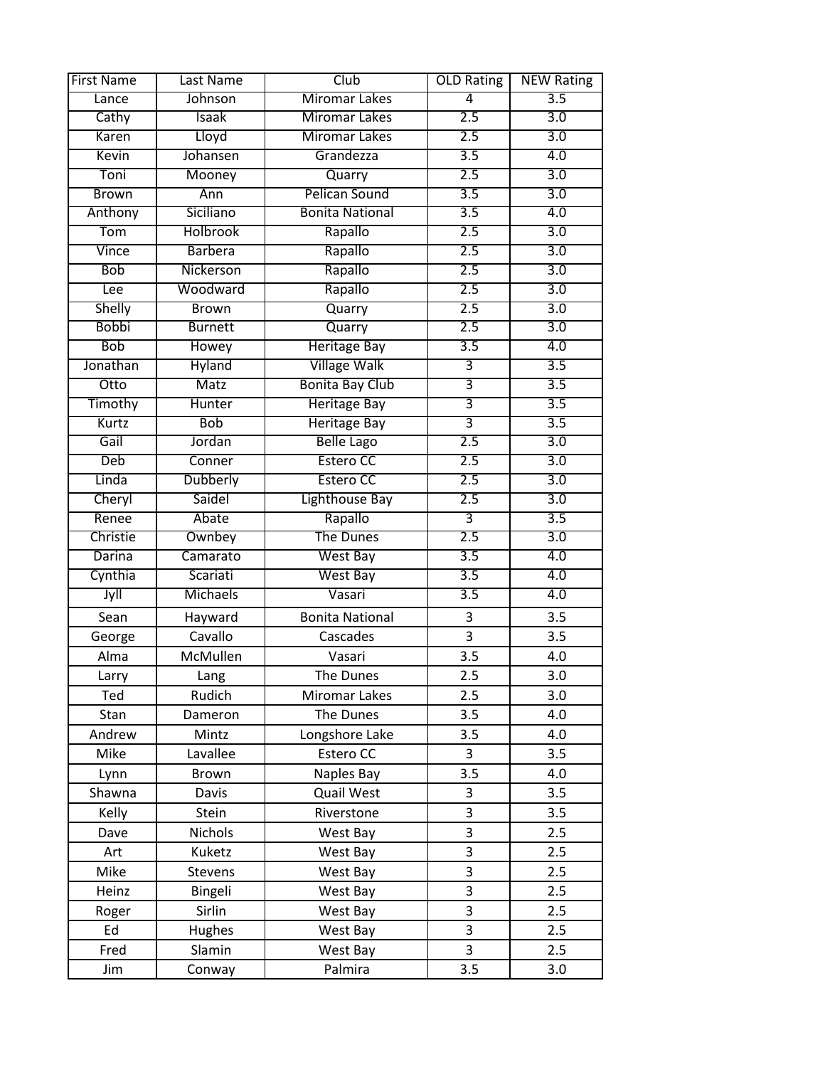| First Name | Last Name | Club | OLD Rating | NEW Rating |
|---|---|---|---|---|
| Lance | Johnson | Miromar Lakes | 4 | 3.5 |
| Cathy | Isaak | Miromar Lakes | 2.5 | 3.0 |
| Karen | Lloyd | Miromar Lakes | 2.5 | 3.0 |
| Kevin | Johansen | Grandezza | 3.5 | 4.0 |
| Toni | Mooney | Quarry | 2.5 | 3.0 |
| Brown | Ann | Pelican Sound | 3.5 | 3.0 |
| Anthony | Siciliano | Bonita National | 3.5 | 4.0 |
| Tom | Holbrook | Rapallo | 2.5 | 3.0 |
| Vince | Barbera | Rapallo | 2.5 | 3.0 |
| Bob | Nickerson | Rapallo | 2.5 | 3.0 |
| Lee | Woodward | Rapallo | 2.5 | 3.0 |
| Shelly | Brown | Quarry | 2.5 | 3.0 |
| Bobbi | Burnett | Quarry | 2.5 | 3.0 |
| Bob | Howey | Heritage Bay | 3.5 | 4.0 |
| Jonathan | Hyland | Village Walk | 3 | 3.5 |
| Otto | Matz | Bonita Bay Club | 3 | 3.5 |
| Timothy | Hunter | Heritage Bay | 3 | 3.5 |
| Kurtz | Bob | Heritage Bay | 3 | 3.5 |
| Gail | Jordan | Belle Lago | 2.5 | 3.0 |
| Deb | Conner | Estero CC | 2.5 | 3.0 |
| Linda | Dubberly | Estero CC | 2.5 | 3.0 |
| Cheryl | Saidel | Lighthouse Bay | 2.5 | 3.0 |
| Renee | Abate | Rapallo | 3 | 3.5 |
| Christie | Ownbey | The Dunes | 2.5 | 3.0 |
| Darina | Camarato | West Bay | 3.5 | 4.0 |
| Cynthia | Scariati | West Bay | 3.5 | 4.0 |
| Jyll | Michaels | Vasari | 3.5 | 4.0 |
| Sean | Hayward | Bonita National | 3 | 3.5 |
| George | Cavallo | Cascades | 3 | 3.5 |
| Alma | McMullen | Vasari | 3.5 | 4.0 |
| Larry | Lang | The Dunes | 2.5 | 3.0 |
| Ted | Rudich | Miromar Lakes | 2.5 | 3.0 |
| Stan | Dameron | The Dunes | 3.5 | 4.0 |
| Andrew | Mintz | Longshore Lake | 3.5 | 4.0 |
| Mike | Lavallee | Estero CC | 3 | 3.5 |
| Lynn | Brown | Naples Bay | 3.5 | 4.0 |
| Shawna | Davis | Quail West | 3 | 3.5 |
| Kelly | Stein | Riverstone | 3 | 3.5 |
| Dave | Nichols | West Bay | 3 | 2.5 |
| Art | Kuketz | West Bay | 3 | 2.5 |
| Mike | Stevens | West Bay | 3 | 2.5 |
| Heinz | Bingeli | West Bay | 3 | 2.5 |
| Roger | Sirlin | West Bay | 3 | 2.5 |
| Ed | Hughes | West Bay | 3 | 2.5 |
| Fred | Slamin | West Bay | 3 | 2.5 |
| Jim | Conway | Palmira | 3.5 | 3.0 |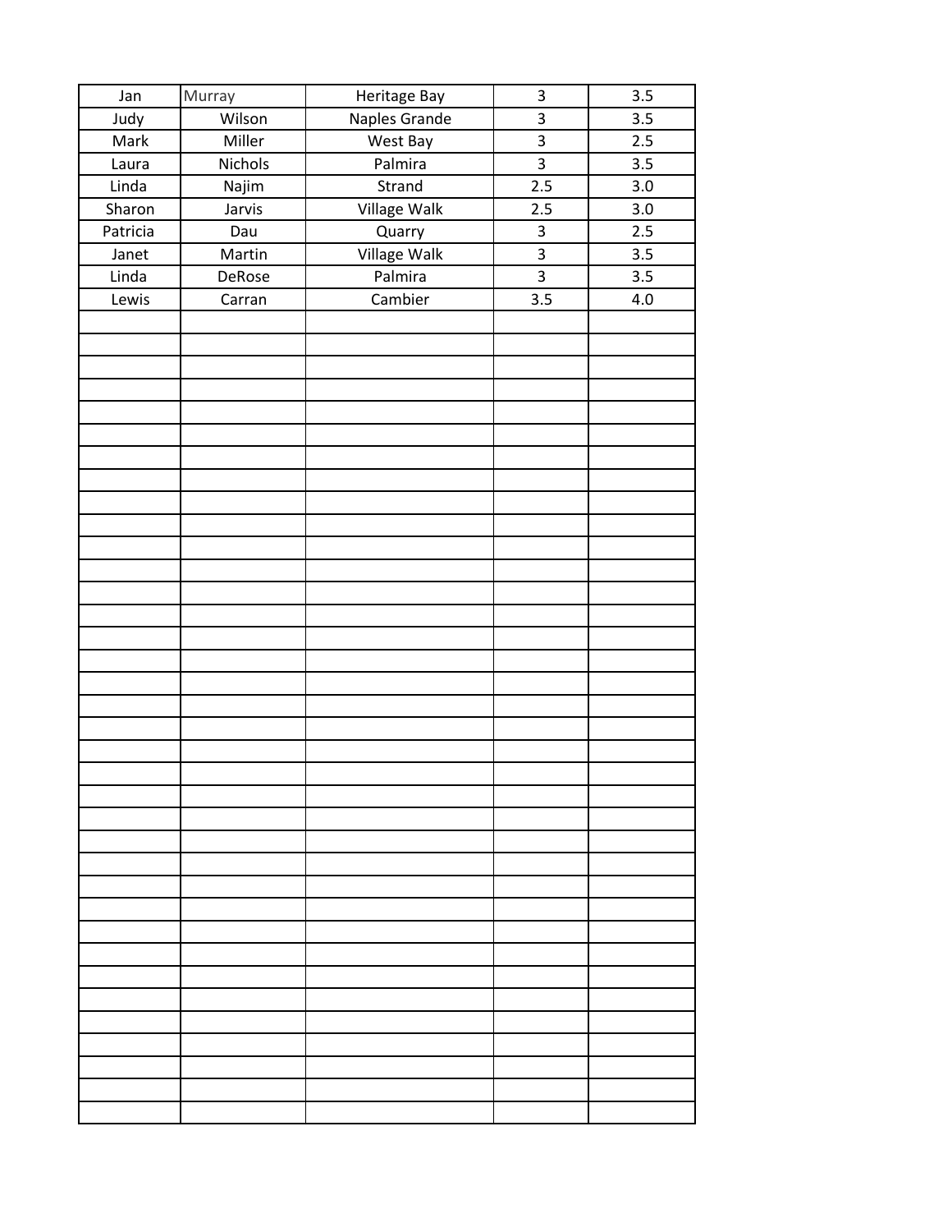| | | | | |
|---|---|---|---|---|
| Jan | Murray | Heritage Bay | 3 | 3.5 |
| Judy | Wilson | Naples Grande | 3 | 3.5 |
| Mark | Miller | West Bay | 3 | 2.5 |
| Laura | Nichols | Palmira | 3 | 3.5 |
| Linda | Najim | Strand | 2.5 | 3.0 |
| Sharon | Jarvis | Village Walk | 2.5 | 3.0 |
| Patricia | Dau | Quarry | 3 | 2.5 |
| Janet | Martin | Village Walk | 3 | 3.5 |
| Linda | DeRose | Palmira | 3 | 3.5 |
| Lewis | Carran | Cambier | 3.5 | 4.0 |